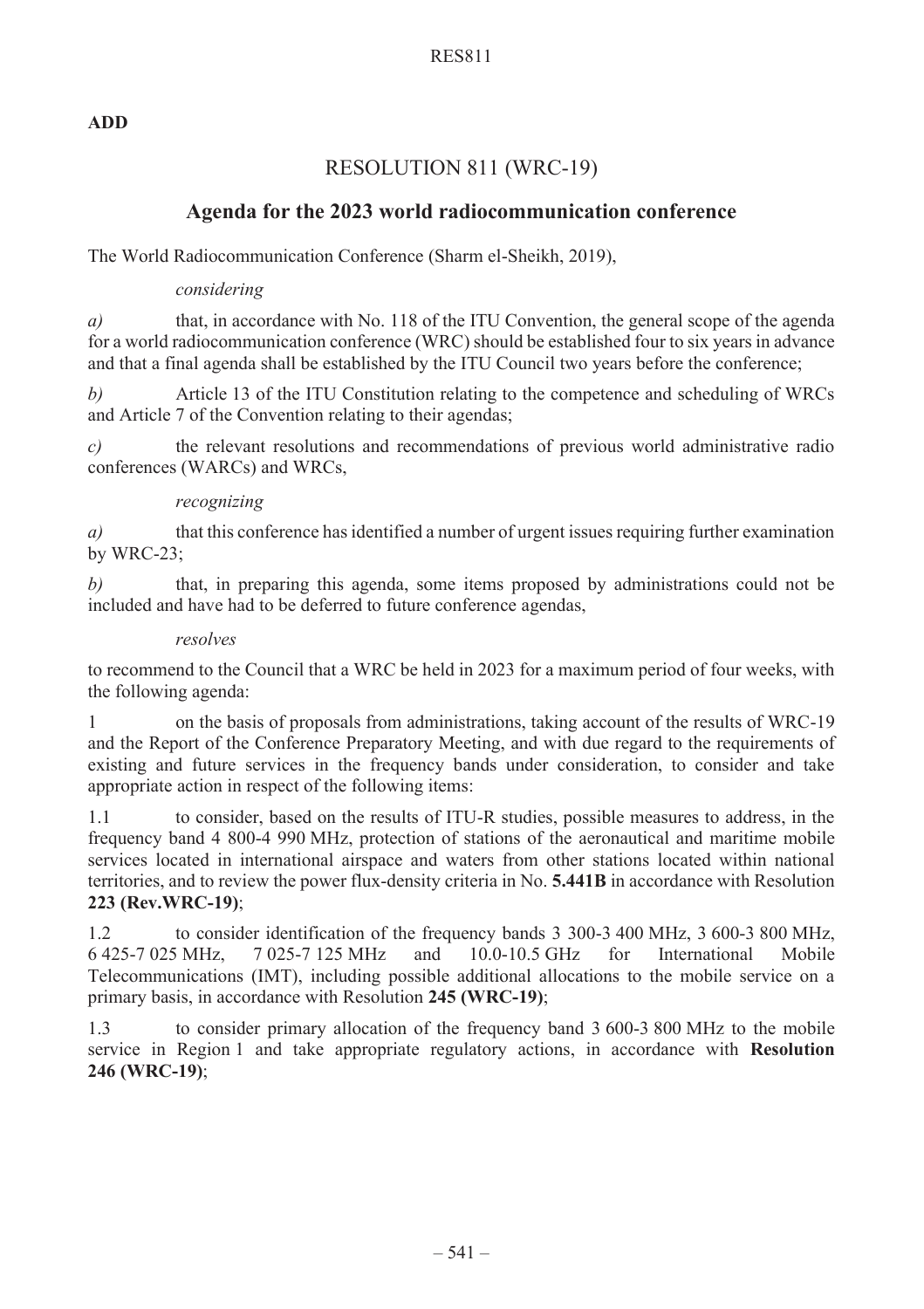**ADD**

# RESOLUTION 811 (WRC-19)

## Agenda for the 2023 world radiocommunication conference

The World Radiocommunication Conference (Sharm el-Sheikh, 2019),

*considering*

*a)* that, in accordance with No. 118 of the ITU Convention, the general scope of the agenda for a world radiocommunication conference (WRC) should be established four to six years in advance and that a final agenda shall be established by the ITU Council two years before the conference;

*b)* Article 13 of the ITU Constitution relating to the competence and scheduling of WRCs and Article 7 of the Convention relating to their agendas;

*c)* the relevant resolutions and recommendations of previous world administrative radio conferences (WARCs) and WRCs,

*recognizing*

*a)* that this conference has identified a number of urgent issues requiring further examination by WRC-23;

*b)* that, in preparing this agenda, some items proposed by administrations could not be included and have had to be deferred to future conference agendas,

*resolves*

to recommend to the Council that a WRC be held in 2023 for a maximum period of four weeks, with the following agenda:

1 on the basis of proposals from administrations, taking account of the results of WRC-19 and the Report of the Conference Preparatory Meeting, and with due regard to the requirements of existing and future services in the frequency bands under consideration, to consider and take appropriate action in respect of the following items:

1.1 to consider, based on the results of ITU-R studies, possible measures to address, in the frequency band 4 800-4 990 MHz, protection of stations of the aeronautical and maritime mobile services located in international airspace and waters from other stations located within national territories, and to review the power flux-density criteria in No. **5.441B** in accordance with Resolution **223 (Rev.WRC-19)**;

1.2 to consider identification of the frequency bands 3 300-3 400 MHz, 3 600-3 800 MHz, 6 425-7 025 MHz, 7 025-7 125 MHz and 10.0-10.5 GHz for International Mobile Telecommunications (IMT), including possible additional allocations to the mobile service on a primary basis, in accordance with Resolution **245 (WRC-19)**;

1.3 to consider primary allocation of the frequency band 3 600-3 800 MHz to the mobile service in Region 1 and take appropriate regulatory actions, in accordance with **Resolution 246 (WRC-19)**;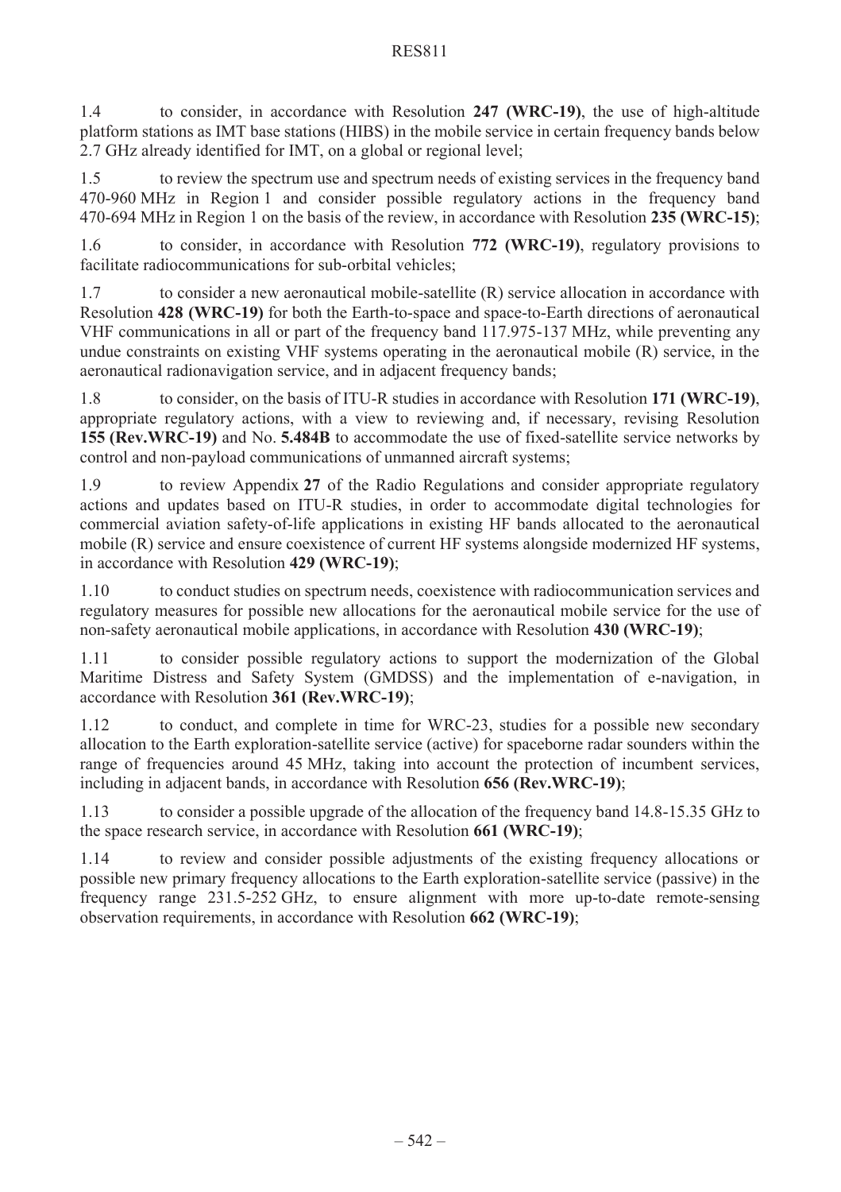1.4 to consider, in accordance with Resolution **247 (WRC-19)**, the use of high-altitude platform stations as IMT base stations (HIBS) in the mobile service in certain frequency bands below 2.7 GHz already identified for IMT, on a global or regional level;

1.5 to review the spectrum use and spectrum needs of existing services in the frequency band 470-960 MHz in Region 1 and consider possible regulatory actions in the frequency band 470-694 MHz in Region 1 on the basis of the review, in accordance with Resolution **235 (WRC-15)**;

1.6 to consider, in accordance with Resolution **772 (WRC-19)**, regulatory provisions to facilitate radiocommunications for sub-orbital vehicles;

1.7 to consider a new aeronautical mobile-satellite (R) service allocation in accordance with Resolution **428 (WRC-19)** for both the Earth-to-space and space-to-Earth directions of aeronautical VHF communications in all or part of the frequency band 117.975-137 MHz, while preventing any undue constraints on existing VHF systems operating in the aeronautical mobile (R) service, in the aeronautical radionavigation service, and in adjacent frequency bands;

1.8 to consider, on the basis of ITU-R studies in accordance with Resolution **171 (WRC-19)**, appropriate regulatory actions, with a view to reviewing and, if necessary, revising Resolution **155 (Rev.WRC-19)** and No. **5.484B** to accommodate the use of fixed-satellite service networks by control and non-payload communications of unmanned aircraft systems;

1.9 to review Appendix **27** of the Radio Regulations and consider appropriate regulatory actions and updates based on ITU-R studies, in order to accommodate digital technologies for commercial aviation safety-of-life applications in existing HF bands allocated to the aeronautical mobile (R) service and ensure coexistence of current HF systems alongside modernized HF systems, in accordance with Resolution **429 (WRC-19)**;

1.10 to conduct studies on spectrum needs, coexistence with radiocommunication services and regulatory measures for possible new allocations for the aeronautical mobile service for the use of non-safety aeronautical mobile applications, in accordance with Resolution **430 (WRC-19)**;

1.11 to consider possible regulatory actions to support the modernization of the Global Maritime Distress and Safety System (GMDSS) and the implementation of e-navigation, in accordance with Resolution **361 (Rev.WRC-19)**;

1.12 to conduct, and complete in time for WRC-23, studies for a possible new secondary allocation to the Earth exploration-satellite service (active) for spaceborne radar sounders within the range of frequencies around 45 MHz, taking into account the protection of incumbent services, including in adjacent bands, in accordance with Resolution **656 (Rev.WRC-19)**;

1.13 to consider a possible upgrade of the allocation of the frequency band 14.8-15.35 GHz to the space research service, in accordance with Resolution **661 (WRC-19)**;

1.14 to review and consider possible adjustments of the existing frequency allocations or possible new primary frequency allocations to the Earth exploration-satellite service (passive) in the frequency range 231.5-252 GHz, to ensure alignment with more up-to-date remote-sensing observation requirements, in accordance with Resolution **662 (WRC-19)**;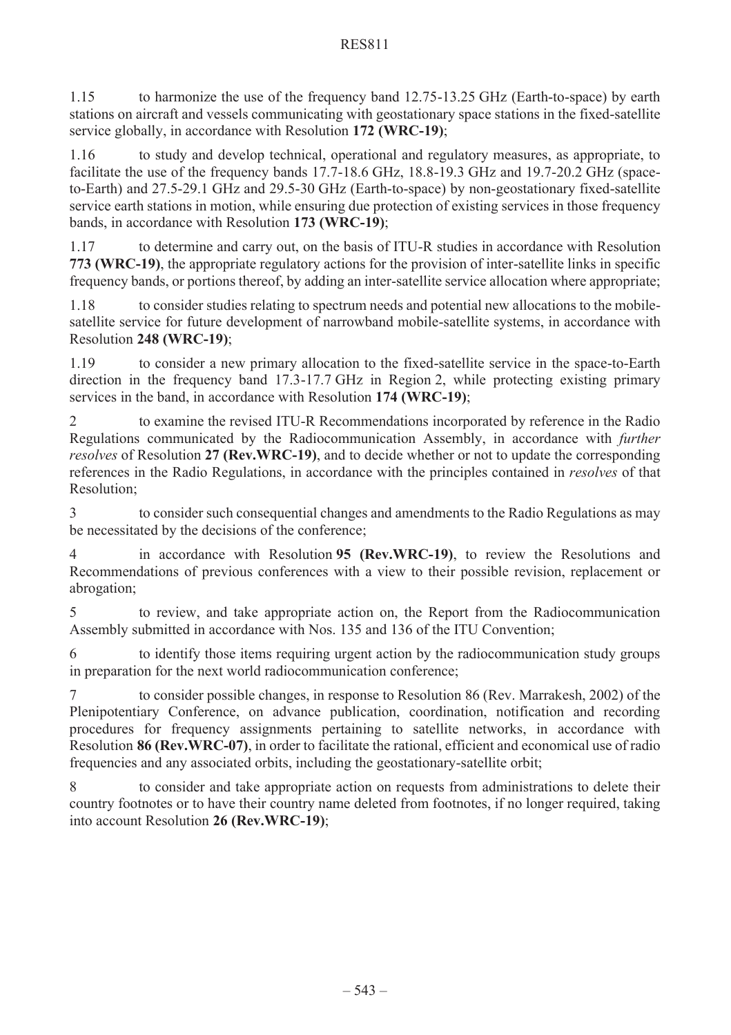1.15 to harmonize the use of the frequency band 12.75-13.25 GHz (Earth-to-space) by earth stations on aircraft and vessels communicating with geostationary space stations in the fixed-satellite service globally, in accordance with Resolution **172 (WRC-19)**;

1.16 to study and develop technical, operational and regulatory measures, as appropriate, to facilitate the use of the frequency bands 17.7-18.6 GHz, 18.8-19.3 GHz and 19.7-20.2 GHz (space-to-Earth) and 27.5-29.1 GHz and 29.5-30 GHz (Earth-to-space) by non-geostationary fixed-satellite service earth stations in motion, while ensuring due protection of existing services in those frequency bands, in accordance with Resolution **173 (WRC-19)**;

1.17 to determine and carry out, on the basis of ITU-R studies in accordance with Resolution **773 (WRC-19)**, the appropriate regulatory actions for the provision of inter-satellite links in specific frequency bands, or portions thereof, by adding an inter-satellite service allocation where appropriate;

1.18 to consider studies relating to spectrum needs and potential new allocations to the mobile-satellite service for future development of narrowband mobile-satellite systems, in accordance with Resolution **248 (WRC-19)**;

1.19 to consider a new primary allocation to the fixed-satellite service in the space-to-Earth direction in the frequency band 17.3-17.7 GHz in Region 2, while protecting existing primary services in the band, in accordance with Resolution **174 (WRC-19)**;

2 to examine the revised ITU-R Recommendations incorporated by reference in the Radio Regulations communicated by the Radiocommunication Assembly, in accordance with *further resolves* of Resolution **27 (Rev.WRC-19)**, and to decide whether or not to update the corresponding references in the Radio Regulations, in accordance with the principles contained in *resolves* of that Resolution;

3 to consider such consequential changes and amendments to the Radio Regulations as may be necessitated by the decisions of the conference;

4 in accordance with Resolution **95 (Rev.WRC-19)**, to review the Resolutions and Recommendations of previous conferences with a view to their possible revision, replacement or abrogation;

5 to review, and take appropriate action on, the Report from the Radiocommunication Assembly submitted in accordance with Nos. 135 and 136 of the ITU Convention;

6 to identify those items requiring urgent action by the radiocommunication study groups in preparation for the next world radiocommunication conference;

7 to consider possible changes, in response to Resolution 86 (Rev. Marrakesh, 2002) of the Plenipotentiary Conference, on advance publication, coordination, notification and recording procedures for frequency assignments pertaining to satellite networks, in accordance with Resolution **86 (Rev.WRC-07)**, in order to facilitate the rational, efficient and economical use of radio frequencies and any associated orbits, including the geostationary-satellite orbit;

8 to consider and take appropriate action on requests from administrations to delete their country footnotes or to have their country name deleted from footnotes, if no longer required, taking into account Resolution **26 (Rev.WRC-19)**;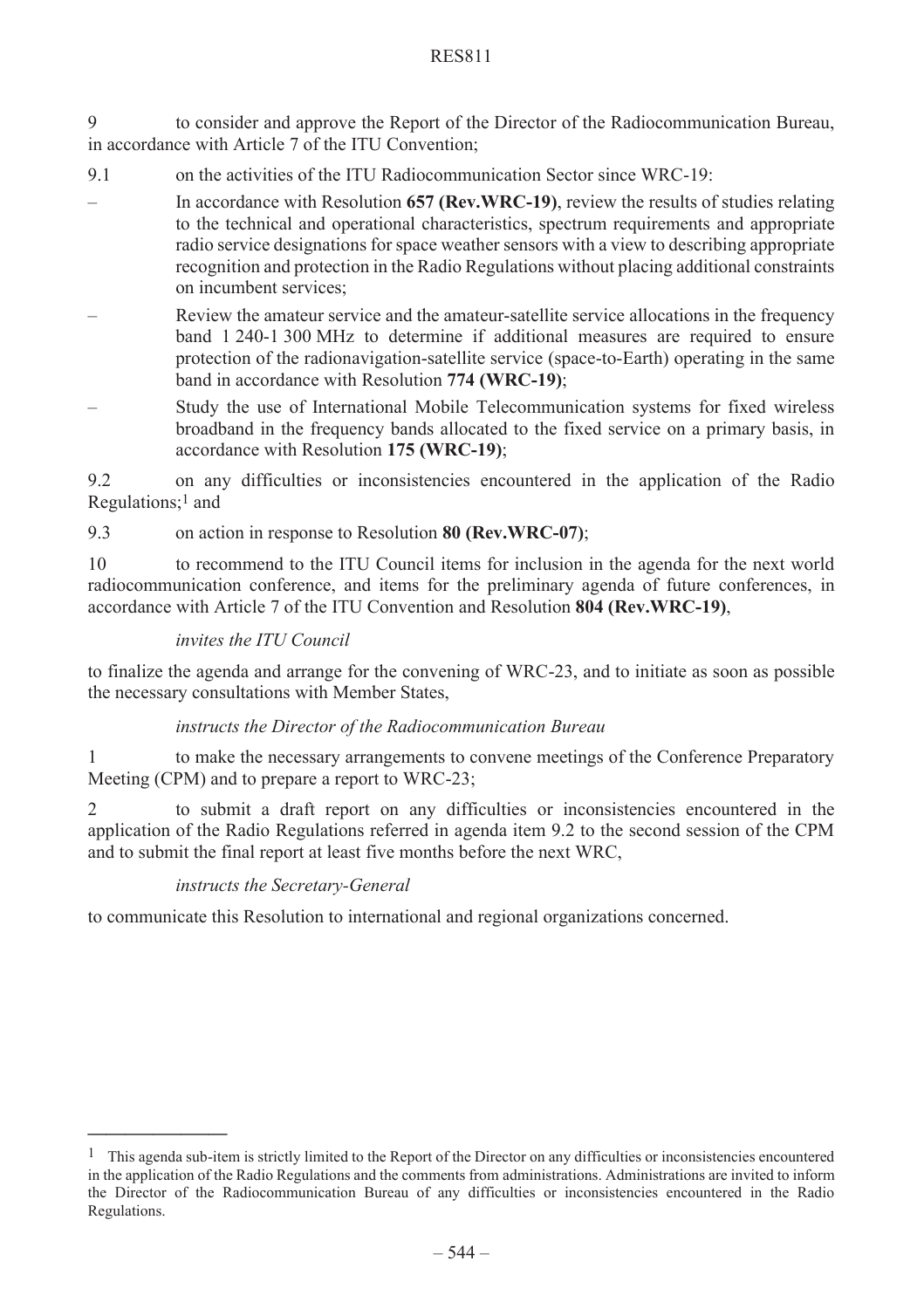9 to consider and approve the Report of the Director of the Radiocommunication Bureau, in accordance with Article 7 of the ITU Convention;

9.1 on the activities of the ITU Radiocommunication Sector since WRC-19:

– In accordance with Resolution **657 (Rev.WRC-19)**, review the results of studies relating to the technical and operational characteristics, spectrum requirements and appropriate radio service designations for space weather sensors with a view to describing appropriate recognition and protection in the Radio Regulations without placing additional constraints on incumbent services;

– Review the amateur service and the amateur-satellite service allocations in the frequency band 1 240-1 300 MHz to determine if additional measures are required to ensure protection of the radionavigation-satellite service (space-to-Earth) operating in the same band in accordance with Resolution **774 (WRC-19)**;

– Study the use of International Mobile Telecommunication systems for fixed wireless broadband in the frequency bands allocated to the fixed service on a primary basis, in accordance with Resolution **175 (WRC-19)**;

9.2 on any difficulties or inconsistencies encountered in the application of the Radio Regulations;[1] and

9.3 on action in response to Resolution **80 (Rev.WRC-07)**;

10 to recommend to the ITU Council items for inclusion in the agenda for the next world radiocommunication conference, and items for the preliminary agenda of future conferences, in accordance with Article 7 of the ITU Convention and Resolution **804 (Rev.WRC-19)**,

*invites the ITU Council*

to finalize the agenda and arrange for the convening of WRC-23, and to initiate as soon as possible the necessary consultations with Member States,

*instructs the Director of the Radiocommunication Bureau*

1 to make the necessary arrangements to convene meetings of the Conference Preparatory Meeting (CPM) and to prepare a report to WRC-23;

2 to submit a draft report on any difficulties or inconsistencies encountered in the application of the Radio Regulations referred in agenda item 9.2 to the second session of the CPM and to submit the final report at least five months before the next WRC,

*instructs the Secretary-General*

to communicate this Resolution to international and regional organizations concerned.

---

[1] This agenda sub-item is strictly limited to the Report of the Director on any difficulties or inconsistencies encountered in the application of the Radio Regulations and the comments from administrations. Administrations are invited to inform the Director of the Radiocommunication Bureau of any difficulties or inconsistencies encountered in the Radio Regulations.